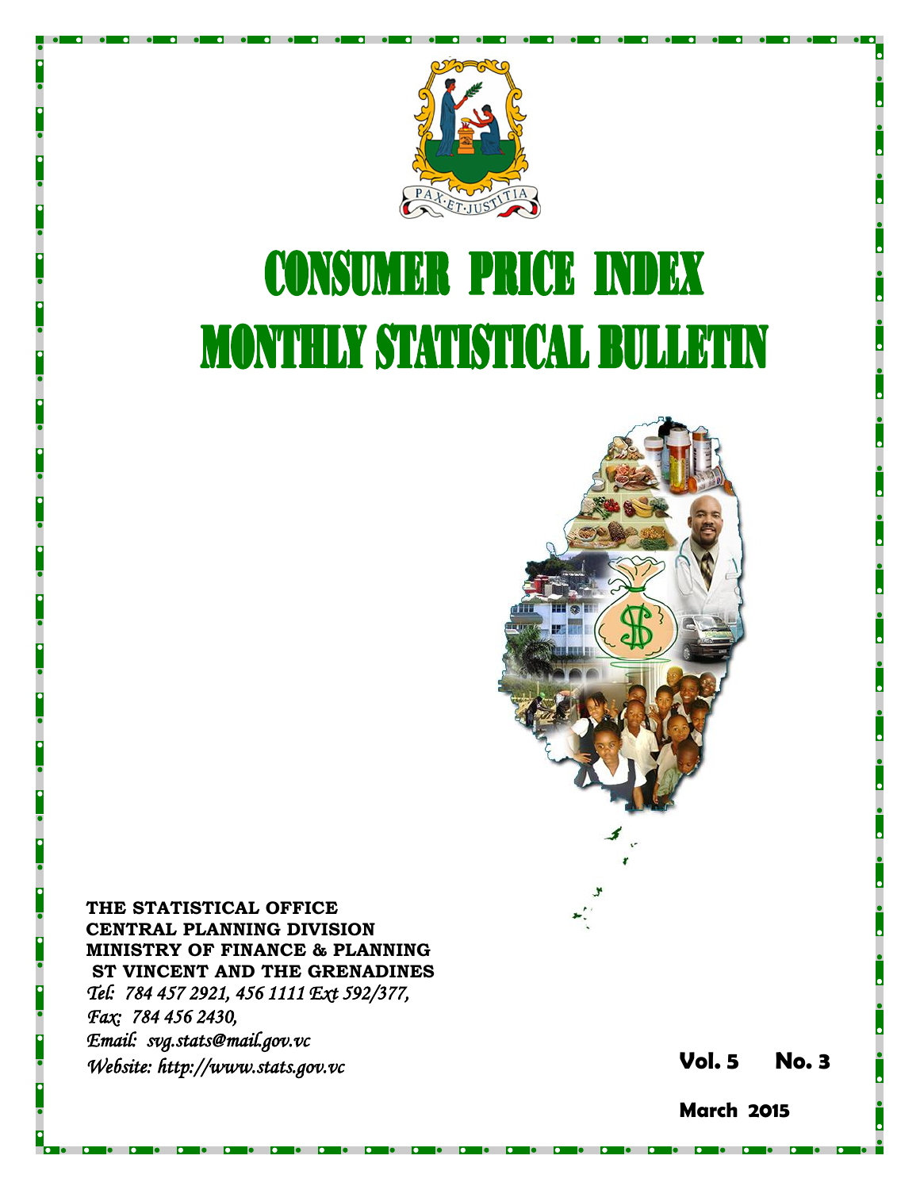PAX·ET·JUSTITIA

# CONSUMER PRICE INDEX

# MONTHLY STATISTICAL BULLETIN

**THE STATISTICAL OFFICE**
**CENTRAL PLANNING DIVISION**
**MINISTRY OF FINANCE & PLANNING**
**ST VINCENT AND THE GRENADINES**
*Tel: 784 457 2921, 456 1111 Ext 592/377,*
*Fax: 784 456 2430,*
*Email: svg.stats@mail.gov.vc*
*Website: http://www.stats.gov.vc*

**Vol. 5 No. 3**

**March 2015**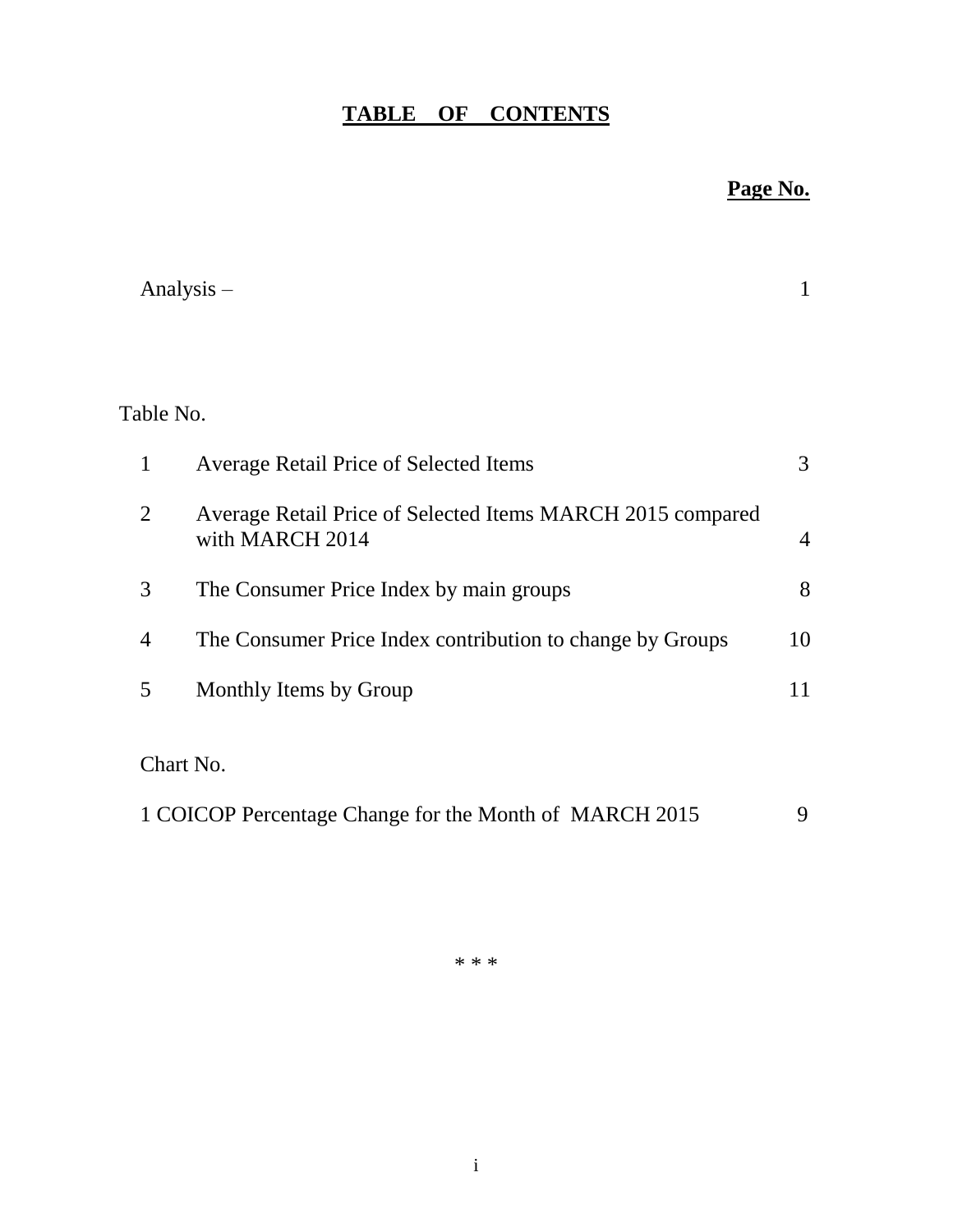# **TABLE OF CONTENTS**

**Page No.**

Analysis – 1

Table No.

| | | |
|---|---|---|
| 1 | Average Retail Price of Selected Items | 3 |
| 2 | Average Retail Price of Selected Items MARCH 2015 compared with MARCH 2014 | 4 |
| 3 | The Consumer Price Index by main groups | 8 |
| 4 | The Consumer Price Index contribution to change by Groups | 10 |
| 5 | Monthly Items by Group | 11 |

Chart No.

1 COICOP Percentage Change for the Month of MARCH 2015 9

\* \* \*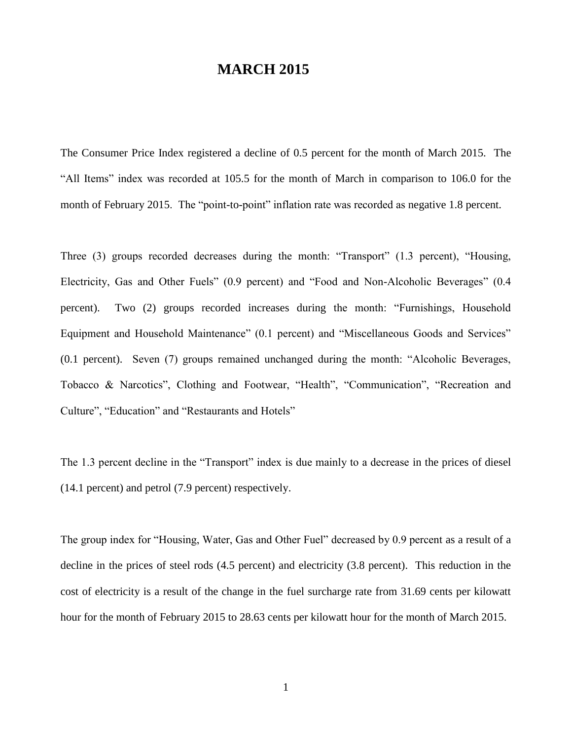# MARCH 2015

The Consumer Price Index registered a decline of 0.5 percent for the month of March 2015. The "All Items" index was recorded at 105.5 for the month of March in comparison to 106.0 for the month of February 2015. The "point-to-point" inflation rate was recorded as negative 1.8 percent.

Three (3) groups recorded decreases during the month: "Transport" (1.3 percent), "Housing, Electricity, Gas and Other Fuels" (0.9 percent) and "Food and Non-Alcoholic Beverages" (0.4 percent). Two (2) groups recorded increases during the month: "Furnishings, Household Equipment and Household Maintenance" (0.1 percent) and "Miscellaneous Goods and Services" (0.1 percent). Seven (7) groups remained unchanged during the month: "Alcoholic Beverages, Tobacco & Narcotics", Clothing and Footwear, "Health", "Communication", "Recreation and Culture", "Education" and "Restaurants and Hotels"

The 1.3 percent decline in the "Transport" index is due mainly to a decrease in the prices of diesel (14.1 percent) and petrol (7.9 percent) respectively.

The group index for "Housing, Water, Gas and Other Fuel" decreased by 0.9 percent as a result of a decline in the prices of steel rods (4.5 percent) and electricity (3.8 percent). This reduction in the cost of electricity is a result of the change in the fuel surcharge rate from 31.69 cents per kilowatt hour for the month of February 2015 to 28.63 cents per kilowatt hour for the month of March 2015.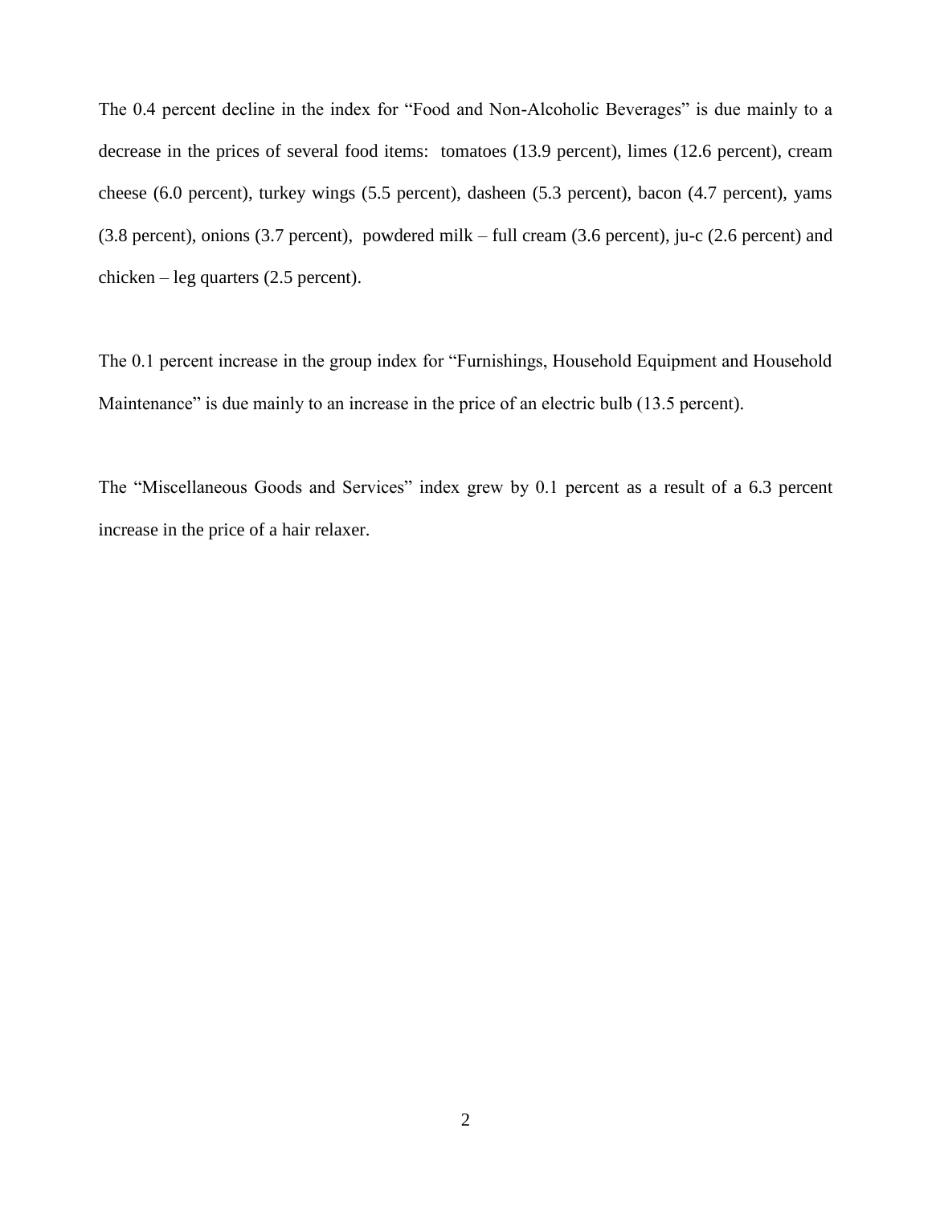The 0.4 percent decline in the index for "Food and Non-Alcoholic Beverages" is due mainly to a decrease in the prices of several food items: tomatoes (13.9 percent), limes (12.6 percent), cream cheese (6.0 percent), turkey wings (5.5 percent), dasheen (5.3 percent), bacon (4.7 percent), yams (3.8 percent), onions (3.7 percent), powdered milk – full cream (3.6 percent), ju-c (2.6 percent) and chicken – leg quarters (2.5 percent).

The 0.1 percent increase in the group index for "Furnishings, Household Equipment and Household Maintenance" is due mainly to an increase in the price of an electric bulb (13.5 percent).

The "Miscellaneous Goods and Services" index grew by 0.1 percent as a result of a 6.3 percent increase in the price of a hair relaxer.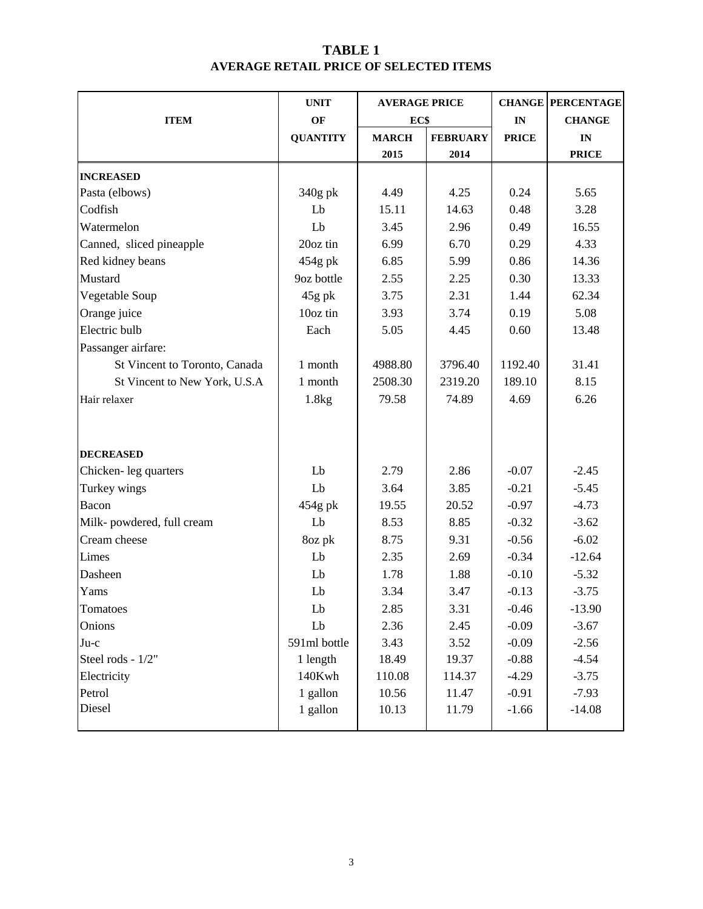# TABLE 1
## AVERAGE RETAIL PRICE OF SELECTED ITEMS

| ITEM | UNIT OF QUANTITY | AVERAGE PRICE EC$ | | CHANGE IN PRICE | PERCENTAGE CHANGE IN PRICE |
|---|---|---|---|---|---|
| | | MARCH 2015 | FEBRUARY 2014 | | |
| **INCREASED** | | | | | |
| Pasta (elbows) | 340g pk | 4.49 | 4.25 | 0.24 | 5.65 |
| Codfish | Lb | 15.11 | 14.63 | 0.48 | 3.28 |
| Watermelon | Lb | 3.45 | 2.96 | 0.49 | 16.55 |
| Canned, sliced pineapple | 20oz tin | 6.99 | 6.70 | 0.29 | 4.33 |
| Red kidney beans | 454g pk | 6.85 | 5.99 | 0.86 | 14.36 |
| Mustard | 9oz bottle | 2.55 | 2.25 | 0.30 | 13.33 |
| Vegetable Soup | 45g pk | 3.75 | 2.31 | 1.44 | 62.34 |
| Orange juice | 10oz tin | 3.93 | 3.74 | 0.19 | 5.08 |
| Electric bulb | Each | 5.05 | 4.45 | 0.60 | 13.48 |
| Passanger airfare: | | | | | |
| St Vincent to Toronto, Canada | 1 month | 4988.80 | 3796.40 | 1192.40 | 31.41 |
| St Vincent to New York, U.S.A | 1 month | 2508.30 | 2319.20 | 189.10 | 8.15 |
| Hair relaxer | 1.8kg | 79.58 | 74.89 | 4.69 | 6.26 |
| **DECREASED** | | | | | |
| Chicken- leg quarters | Lb | 2.79 | 2.86 | -0.07 | -2.45 |
| Turkey wings | Lb | 3.64 | 3.85 | -0.21 | -5.45 |
| Bacon | 454g pk | 19.55 | 20.52 | -0.97 | -4.73 |
| Milk- powdered, full cream | Lb | 8.53 | 8.85 | -0.32 | -3.62 |
| Cream cheese | 8oz pk | 8.75 | 9.31 | -0.56 | -6.02 |
| Limes | Lb | 2.35 | 2.69 | -0.34 | -12.64 |
| Dasheen | Lb | 1.78 | 1.88 | -0.10 | -5.32 |
| Yams | Lb | 3.34 | 3.47 | -0.13 | -3.75 |
| Tomatoes | Lb | 2.85 | 3.31 | -0.46 | -13.90 |
| Onions | Lb | 2.36 | 2.45 | -0.09 | -3.67 |
| Ju-c | 591ml bottle | 3.43 | 3.52 | -0.09 | -2.56 |
| Steel rods - 1/2" | 1 length | 18.49 | 19.37 | -0.88 | -4.54 |
| Electricity | 140Kwh | 110.08 | 114.37 | -4.29 | -3.75 |
| Petrol | 1 gallon | 10.56 | 11.47 | -0.91 | -7.93 |
| Diesel | 1 gallon | 10.13 | 11.79 | -1.66 | -14.08 |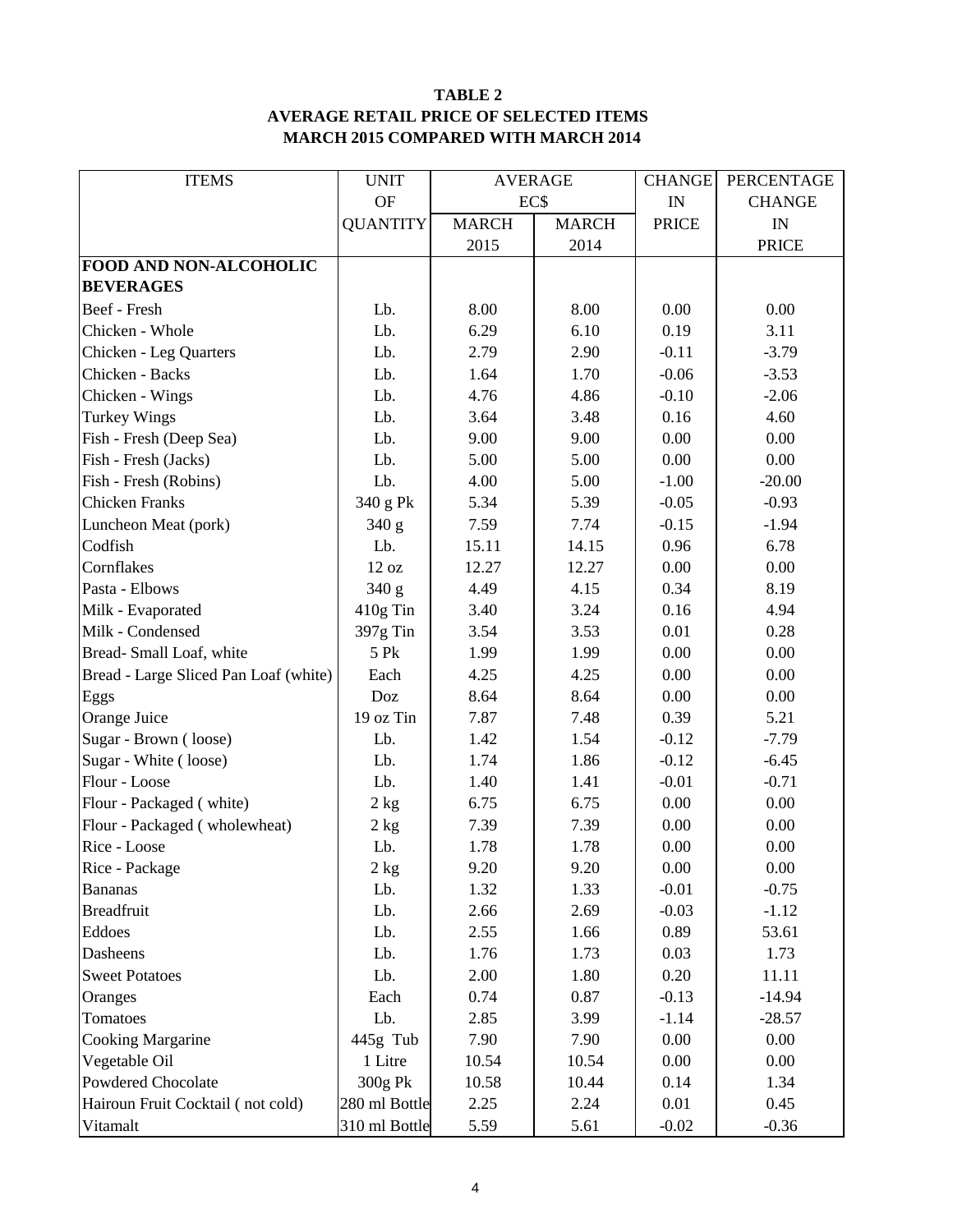**TABLE 2**
**AVERAGE RETAIL PRICE OF SELECTED ITEMS**
**MARCH 2015 COMPARED WITH MARCH 2014**

| ITEMS | UNIT OF QUANTITY | AVERAGE EC$ | | CHANGE IN PRICE | PERCENTAGE CHANGE IN PRICE |
|---|---|---|---|---|---|
| | | MARCH 2015 | MARCH 2014 | | |
| **FOOD AND NON-ALCOHOLIC BEVERAGES** | | | | | |
| Beef - Fresh | Lb. | 8.00 | 8.00 | 0.00 | 0.00 |
| Chicken - Whole | Lb. | 6.29 | 6.10 | 0.19 | 3.11 |
| Chicken - Leg Quarters | Lb. | 2.79 | 2.90 | -0.11 | -3.79 |
| Chicken - Backs | Lb. | 1.64 | 1.70 | -0.06 | -3.53 |
| Chicken - Wings | Lb. | 4.76 | 4.86 | -0.10 | -2.06 |
| Turkey Wings | Lb. | 3.64 | 3.48 | 0.16 | 4.60 |
| Fish - Fresh (Deep Sea) | Lb. | 9.00 | 9.00 | 0.00 | 0.00 |
| Fish - Fresh (Jacks) | Lb. | 5.00 | 5.00 | 0.00 | 0.00 |
| Fish - Fresh (Robins) | Lb. | 4.00 | 5.00 | -1.00 | -20.00 |
| Chicken Franks | 340 g Pk | 5.34 | 5.39 | -0.05 | -0.93 |
| Luncheon Meat (pork) | 340 g | 7.59 | 7.74 | -0.15 | -1.94 |
| Codfish | Lb. | 15.11 | 14.15 | 0.96 | 6.78 |
| Cornflakes | 12 oz | 12.27 | 12.27 | 0.00 | 0.00 |
| Pasta - Elbows | 340 g | 4.49 | 4.15 | 0.34 | 8.19 |
| Milk - Evaporated | 410g Tin | 3.40 | 3.24 | 0.16 | 4.94 |
| Milk - Condensed | 397g Tin | 3.54 | 3.53 | 0.01 | 0.28 |
| Bread- Small Loaf, white | 5 Pk | 1.99 | 1.99 | 0.00 | 0.00 |
| Bread - Large Sliced Pan Loaf (white) | Each | 4.25 | 4.25 | 0.00 | 0.00 |
| Eggs | Doz | 8.64 | 8.64 | 0.00 | 0.00 |
| Orange Juice | 19 oz Tin | 7.87 | 7.48 | 0.39 | 5.21 |
| Sugar - Brown ( loose) | Lb. | 1.42 | 1.54 | -0.12 | -7.79 |
| Sugar - White ( loose) | Lb. | 1.74 | 1.86 | -0.12 | -6.45 |
| Flour - Loose | Lb. | 1.40 | 1.41 | -0.01 | -0.71 |
| Flour - Packaged ( white) | 2 kg | 6.75 | 6.75 | 0.00 | 0.00 |
| Flour - Packaged ( wholewheat) | 2 kg | 7.39 | 7.39 | 0.00 | 0.00 |
| Rice - Loose | Lb. | 1.78 | 1.78 | 0.00 | 0.00 |
| Rice - Package | 2 kg | 9.20 | 9.20 | 0.00 | 0.00 |
| Bananas | Lb. | 1.32 | 1.33 | -0.01 | -0.75 |
| Breadfruit | Lb. | 2.66 | 2.69 | -0.03 | -1.12 |
| Eddoes | Lb. | 2.55 | 1.66 | 0.89 | 53.61 |
| Dasheens | Lb. | 1.76 | 1.73 | 0.03 | 1.73 |
| Sweet Potatoes | Lb. | 2.00 | 1.80 | 0.20 | 11.11 |
| Oranges | Each | 0.74 | 0.87 | -0.13 | -14.94 |
| Tomatoes | Lb. | 2.85 | 3.99 | -1.14 | -28.57 |
| Cooking Margarine | 445g Tub | 7.90 | 7.90 | 0.00 | 0.00 |
| Vegetable Oil | 1 Litre | 10.54 | 10.54 | 0.00 | 0.00 |
| Powdered Chocolate | 300g Pk | 10.58 | 10.44 | 0.14 | 1.34 |
| Hairoun Fruit Cocktail ( not cold) | 280 ml Bottle | 2.25 | 2.24 | 0.01 | 0.45 |
| Vitamalt | 310 ml Bottle | 5.59 | 5.61 | -0.02 | -0.36 |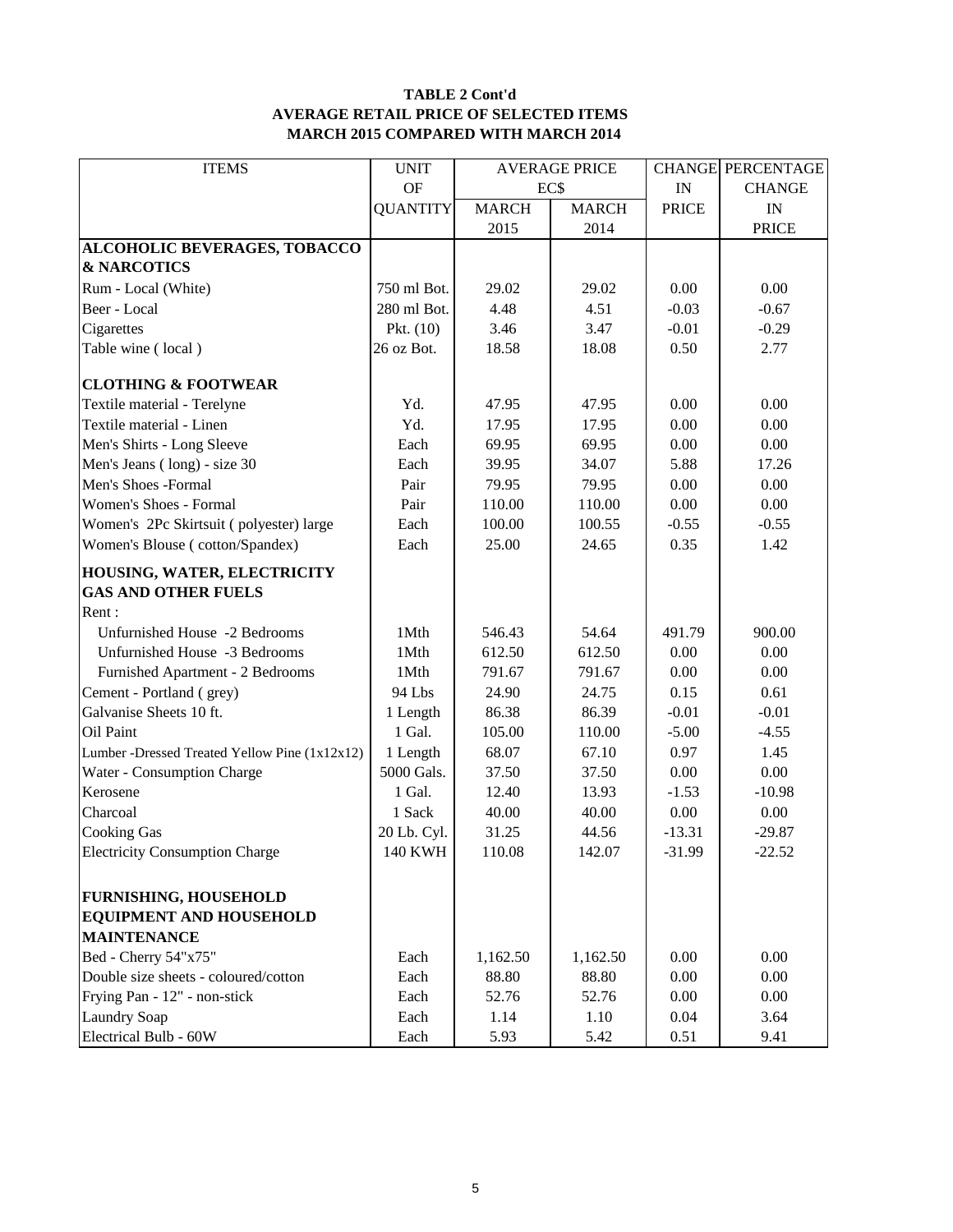**TABLE 2 Cont'd**
**AVERAGE RETAIL PRICE OF SELECTED ITEMS**
**MARCH 2015 COMPARED WITH MARCH 2014**

| ITEMS | UNIT OF QUANTITY | AVERAGE PRICE EC$ MARCH 2015 | MARCH 2014 | CHANGE IN PRICE | PERCENTAGE CHANGE IN PRICE |
|---|---|---|---|---|---|
| **ALCOHOLIC BEVERAGES, TOBACCO & NARCOTICS** | | | | | |
| Rum - Local (White) | 750 ml Bot. | 29.02 | 29.02 | 0.00 | 0.00 |
| Beer - Local | 280 ml Bot. | 4.48 | 4.51 | -0.03 | -0.67 |
| Cigarettes | Pkt. (10) | 3.46 | 3.47 | -0.01 | -0.29 |
| Table wine ( local ) | 26 oz Bot. | 18.58 | 18.08 | 0.50 | 2.77 |
| **CLOTHING & FOOTWEAR** | | | | | |
| Textile material - Terelyne | Yd. | 47.95 | 47.95 | 0.00 | 0.00 |
| Textile material - Linen | Yd. | 17.95 | 17.95 | 0.00 | 0.00 |
| Men's Shirts - Long Sleeve | Each | 69.95 | 69.95 | 0.00 | 0.00 |
| Men's Jeans ( long) - size 30 | Each | 39.95 | 34.07 | 5.88 | 17.26 |
| Men's Shoes -Formal | Pair | 79.95 | 79.95 | 0.00 | 0.00 |
| Women's Shoes - Formal | Pair | 110.00 | 110.00 | 0.00 | 0.00 |
| Women's 2Pc Skirtsuit ( polyester) large | Each | 100.00 | 100.55 | -0.55 | -0.55 |
| Women's Blouse ( cotton/Spandex) | Each | 25.00 | 24.65 | 0.35 | 1.42 |
| **HOUSING, WATER, ELECTRICITY GAS AND OTHER FUELS** | | | | | |
| Rent : | | | | | |
| Unfurnished House -2 Bedrooms | 1Mth | 546.43 | 54.64 | 491.79 | 900.00 |
| Unfurnished House -3 Bedrooms | 1Mth | 612.50 | 612.50 | 0.00 | 0.00 |
| Furnished Apartment - 2 Bedrooms | 1Mth | 791.67 | 791.67 | 0.00 | 0.00 |
| Cement - Portland ( grey) | 94 Lbs | 24.90 | 24.75 | 0.15 | 0.61 |
| Galvanise Sheets 10 ft. | 1 Length | 86.38 | 86.39 | -0.01 | -0.01 |
| Oil Paint | 1 Gal. | 105.00 | 110.00 | -5.00 | -4.55 |
| Lumber -Dressed Treated Yellow Pine (1x12x12) | 1 Length | 68.07 | 67.10 | 0.97 | 1.45 |
| Water - Consumption Charge | 5000 Gals. | 37.50 | 37.50 | 0.00 | 0.00 |
| Kerosene | 1 Gal. | 12.40 | 13.93 | -1.53 | -10.98 |
| Charcoal | 1 Sack | 40.00 | 40.00 | 0.00 | 0.00 |
| Cooking Gas | 20 Lb. Cyl. | 31.25 | 44.56 | -13.31 | -29.87 |
| Electricity Consumption Charge | 140 KWH | 110.08 | 142.07 | -31.99 | -22.52 |
| **FURNISHING, HOUSEHOLD EQUIPMENT AND HOUSEHOLD MAINTENANCE** | | | | | |
| Bed - Cherry 54"x75" | Each | 1,162.50 | 1,162.50 | 0.00 | 0.00 |
| Double size sheets - coloured/cotton | Each | 88.80 | 88.80 | 0.00 | 0.00 |
| Frying Pan - 12" - non-stick | Each | 52.76 | 52.76 | 0.00 | 0.00 |
| Laundry Soap | Each | 1.14 | 1.10 | 0.04 | 3.64 |
| Electrical Bulb - 60W | Each | 5.93 | 5.42 | 0.51 | 9.41 |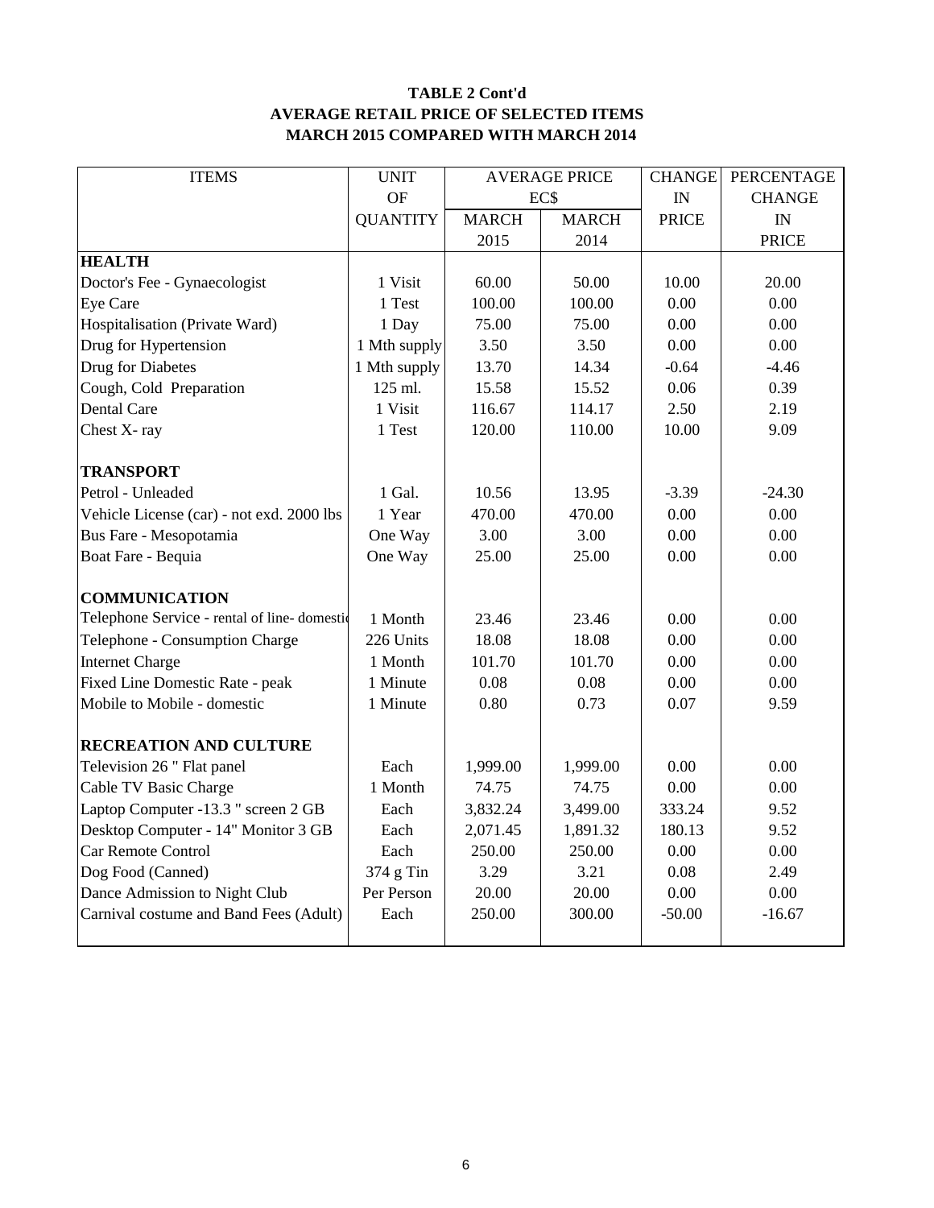**TABLE 2 Cont'd**
**AVERAGE RETAIL PRICE OF SELECTED ITEMS**
**MARCH 2015 COMPARED WITH MARCH 2014**

| ITEMS | UNIT OF QUANTITY | AVERAGE PRICE EC$ MARCH 2015 | MARCH 2014 | CHANGE IN PRICE | PERCENTAGE CHANGE IN PRICE |
|---|---|---|---|---|---|
| **HEALTH** | | | | | |
| Doctor's Fee - Gynaecologist | 1 Visit | 60.00 | 50.00 | 10.00 | 20.00 |
| Eye Care | 1 Test | 100.00 | 100.00 | 0.00 | 0.00 |
| Hospitalisation (Private Ward) | 1 Day | 75.00 | 75.00 | 0.00 | 0.00 |
| Drug for Hypertension | 1 Mth supply | 3.50 | 3.50 | 0.00 | 0.00 |
| Drug for Diabetes | 1 Mth supply | 13.70 | 14.34 | -0.64 | -4.46 |
| Cough, Cold Preparation | 125 ml. | 15.58 | 15.52 | 0.06 | 0.39 |
| Dental Care | 1 Visit | 116.67 | 114.17 | 2.50 | 2.19 |
| Chest X- ray | 1 Test | 120.00 | 110.00 | 10.00 | 9.09 |
| **TRANSPORT** | | | | | |
| Petrol - Unleaded | 1 Gal. | 10.56 | 13.95 | -3.39 | -24.30 |
| Vehicle License (car) - not exd. 2000 lbs | 1 Year | 470.00 | 470.00 | 0.00 | 0.00 |
| Bus Fare - Mesopotamia | One Way | 3.00 | 3.00 | 0.00 | 0.00 |
| Boat Fare - Bequia | One Way | 25.00 | 25.00 | 0.00 | 0.00 |
| **COMMUNICATION** | | | | | |
| Telephone Service - rental of line- domestic | 1 Month | 23.46 | 23.46 | 0.00 | 0.00 |
| Telephone - Consumption Charge | 226 Units | 18.08 | 18.08 | 0.00 | 0.00 |
| Internet Charge | 1 Month | 101.70 | 101.70 | 0.00 | 0.00 |
| Fixed Line Domestic Rate - peak | 1 Minute | 0.08 | 0.08 | 0.00 | 0.00 |
| Mobile to Mobile - domestic | 1 Minute | 0.80 | 0.73 | 0.07 | 9.59 |
| **RECREATION AND CULTURE** | | | | | |
| Television 26 " Flat panel | Each | 1,999.00 | 1,999.00 | 0.00 | 0.00 |
| Cable TV Basic Charge | 1 Month | 74.75 | 74.75 | 0.00 | 0.00 |
| Laptop Computer -13.3 " screen 2 GB | Each | 3,832.24 | 3,499.00 | 333.24 | 9.52 |
| Desktop Computer - 14" Monitor 3 GB | Each | 2,071.45 | 1,891.32 | 180.13 | 9.52 |
| Car Remote Control | Each | 250.00 | 250.00 | 0.00 | 0.00 |
| Dog Food (Canned) | 374 g Tin | 3.29 | 3.21 | 0.08 | 2.49 |
| Dance Admission to Night Club | Per Person | 20.00 | 20.00 | 0.00 | 0.00 |
| Carnival costume and Band Fees (Adult) | Each | 250.00 | 300.00 | -50.00 | -16.67 |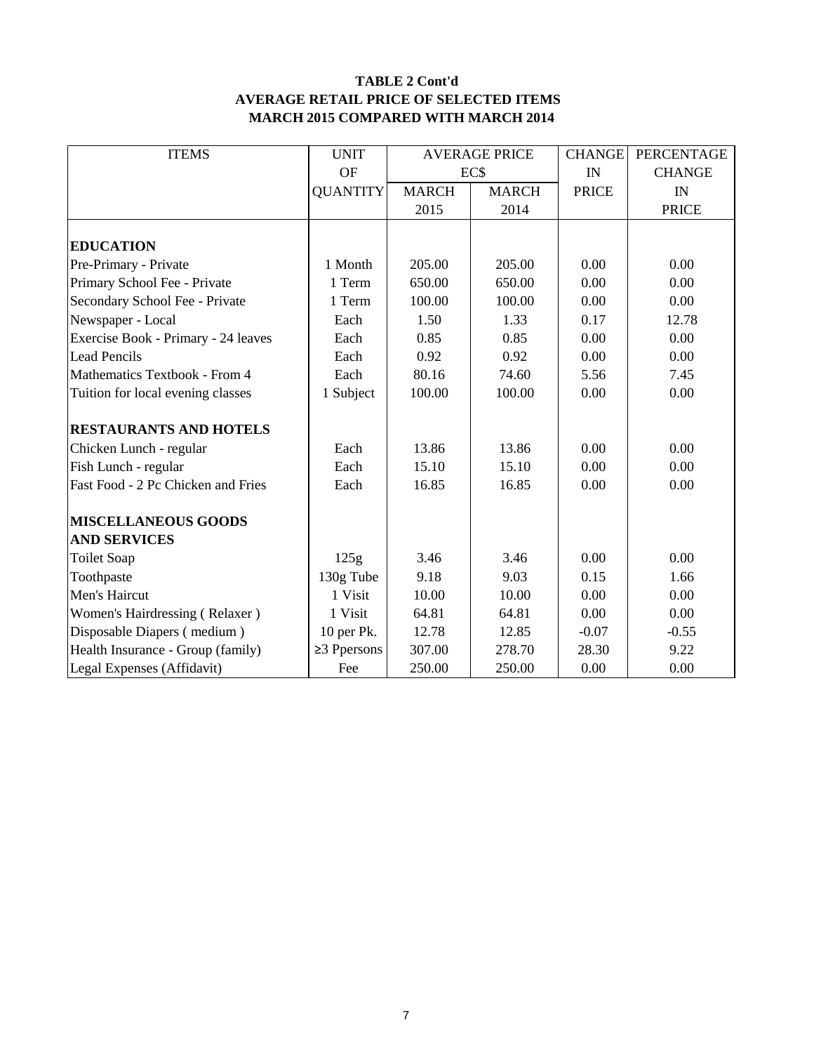**TABLE 2 Cont'd**
**AVERAGE RETAIL PRICE OF SELECTED ITEMS**
**MARCH 2015 COMPARED WITH MARCH 2014**

| ITEMS | UNIT OF QUANTITY | AVERAGE PRICE EC$ MARCH 2015 | AVERAGE PRICE EC$ MARCH 2014 | CHANGE IN PRICE | PERCENTAGE CHANGE IN PRICE |
|---|---|---|---|---|---|
| **EDUCATION** | | | | | |
| Pre-Primary - Private | 1 Month | 205.00 | 205.00 | 0.00 | 0.00 |
| Primary School Fee - Private | 1 Term | 650.00 | 650.00 | 0.00 | 0.00 |
| Secondary School Fee - Private | 1 Term | 100.00 | 100.00 | 0.00 | 0.00 |
| Newspaper - Local | Each | 1.50 | 1.33 | 0.17 | 12.78 |
| Exercise Book - Primary - 24 leaves | Each | 0.85 | 0.85 | 0.00 | 0.00 |
| Lead Pencils | Each | 0.92 | 0.92 | 0.00 | 0.00 |
| Mathematics Textbook - From 4 | Each | 80.16 | 74.60 | 5.56 | 7.45 |
| Tuition for local evening classes | 1 Subject | 100.00 | 100.00 | 0.00 | 0.00 |
| **RESTAURANTS AND HOTELS** | | | | | |
| Chicken Lunch - regular | Each | 13.86 | 13.86 | 0.00 | 0.00 |
| Fish Lunch - regular | Each | 15.10 | 15.10 | 0.00 | 0.00 |
| Fast Food - 2 Pc Chicken and Fries | Each | 16.85 | 16.85 | 0.00 | 0.00 |
| **MISCELLANEOUS GOODS AND SERVICES** | | | | | |
| Toilet Soap | 125g | 3.46 | 3.46 | 0.00 | 0.00 |
| Toothpaste | 130g Tube | 9.18 | 9.03 | 0.15 | 1.66 |
| Men's Haircut | 1 Visit | 10.00 | 10.00 | 0.00 | 0.00 |
| Women's Hairdressing ( Relaxer ) | 1 Visit | 64.81 | 64.81 | 0.00 | 0.00 |
| Disposable Diapers ( medium ) | 10 per Pk. | 12.78 | 12.85 | -0.07 | -0.55 |
| Health Insurance - Group (family) | ≥3 Ppersons | 307.00 | 278.70 | 28.30 | 9.22 |
| Legal Expenses (Affidavit) | Fee | 250.00 | 250.00 | 0.00 | 0.00 |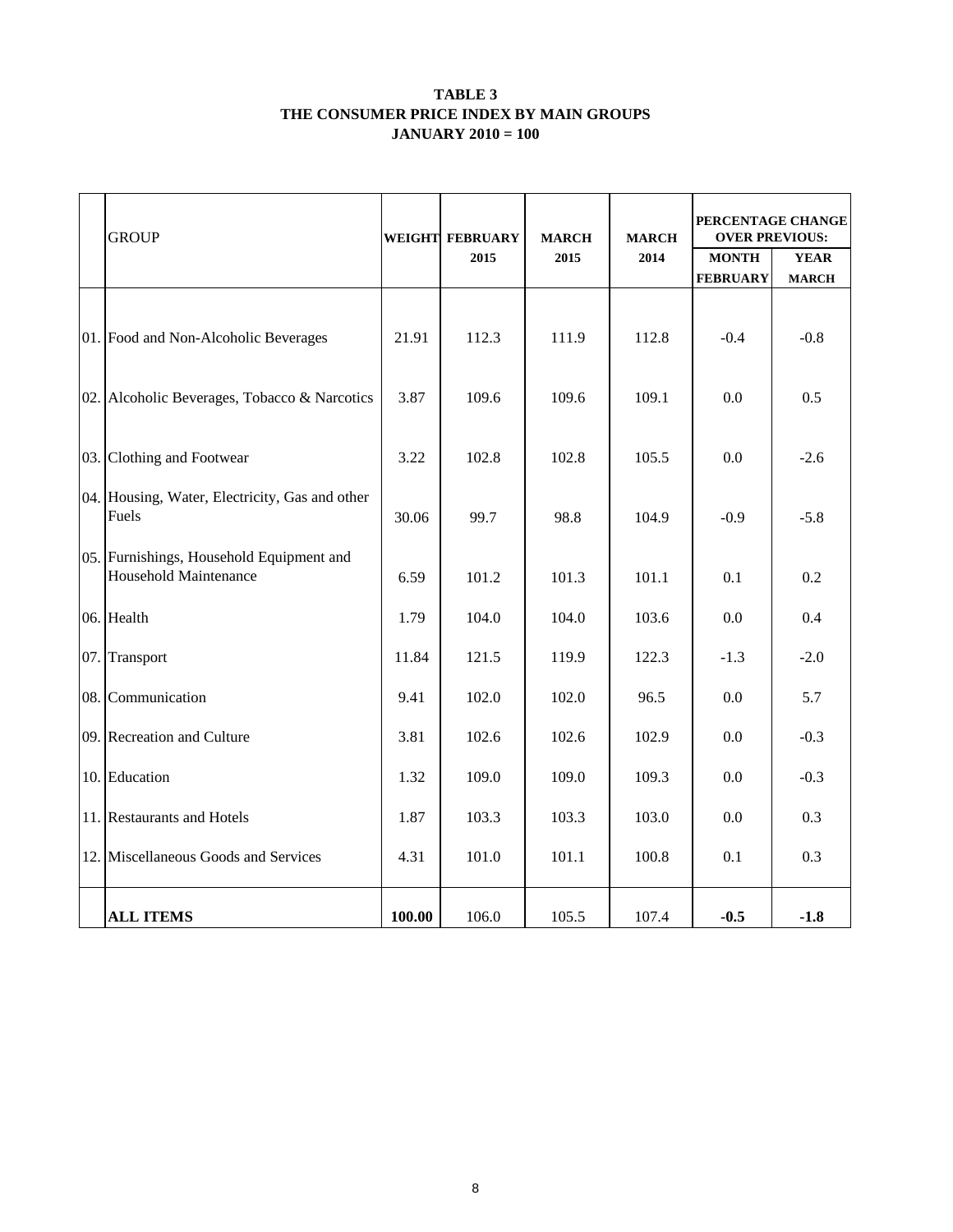**TABLE 3**
**THE CONSUMER PRICE INDEX BY MAIN GROUPS**
**JANUARY 2010 = 100**

| | GROUP | WEIGHT | FEBRUARY 2015 | MARCH 2015 | MARCH 2014 | PERCENTAGE CHANGE OVER PREVIOUS: | |
|---|---|---|---|---|---|---|---|
| | | | | | | MONTH FEBRUARY | YEAR MARCH |
| 01. | Food and Non-Alcoholic Beverages | 21.91 | 112.3 | 111.9 | 112.8 | -0.4 | -0.8 |
| 02. | Alcoholic Beverages, Tobacco & Narcotics | 3.87 | 109.6 | 109.6 | 109.1 | 0.0 | 0.5 |
| 03. | Clothing and Footwear | 3.22 | 102.8 | 102.8 | 105.5 | 0.0 | -2.6 |
| 04. | Housing, Water, Electricity, Gas and other Fuels | 30.06 | 99.7 | 98.8 | 104.9 | -0.9 | -5.8 |
| 05. | Furnishings, Household Equipment and Household Maintenance | 6.59 | 101.2 | 101.3 | 101.1 | 0.1 | 0.2 |
| 06. | Health | 1.79 | 104.0 | 104.0 | 103.6 | 0.0 | 0.4 |
| 07. | Transport | 11.84 | 121.5 | 119.9 | 122.3 | -1.3 | -2.0 |
| 08. | Communication | 9.41 | 102.0 | 102.0 | 96.5 | 0.0 | 5.7 |
| 09. | Recreation and Culture | 3.81 | 102.6 | 102.6 | 102.9 | 0.0 | -0.3 |
| 10. | Education | 1.32 | 109.0 | 109.0 | 109.3 | 0.0 | -0.3 |
| 11. | Restaurants and Hotels | 1.87 | 103.3 | 103.3 | 103.0 | 0.0 | 0.3 |
| 12. | Miscellaneous Goods and Services | 4.31 | 101.0 | 101.1 | 100.8 | 0.1 | 0.3 |
| | **ALL ITEMS** | **100.00** | 106.0 | 105.5 | 107.4 | **-0.5** | **-1.8** |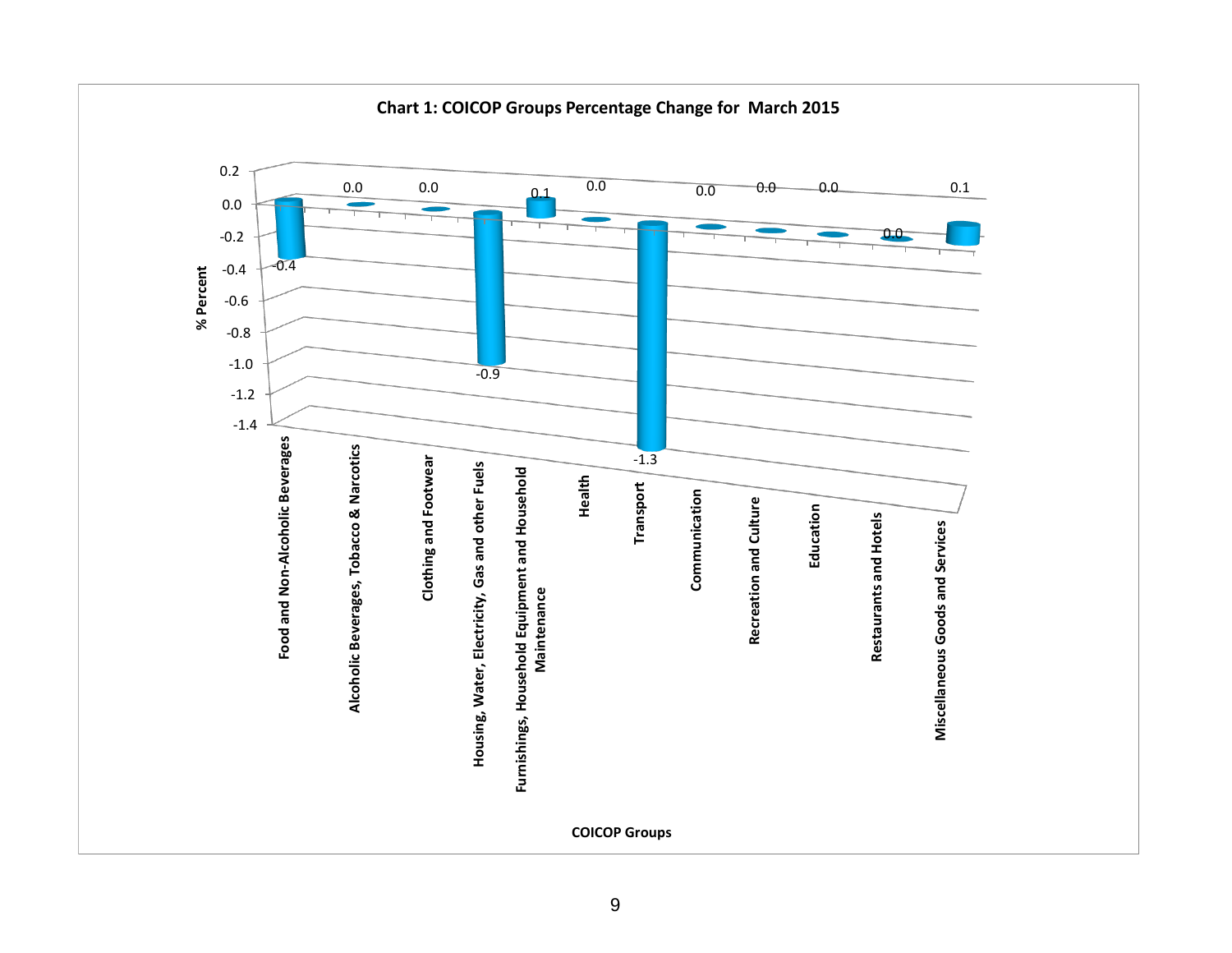Chart 1: COICOP Groups Percentage Change for March 2015

% Percent

0.2
0.0
-0.2
-0.4
-0.6
-0.8
-1.0
-1.2
-1.4

-0.4
0.0
0.0
-0.9
0.1
0.0
-1.3
0.0
0.0
0.0
0.0
0.1

Food and Non-Alcoholic Beverages
Alcoholic Beverages, Tobacco & Narcotics
Clothing and Footwear
Housing, Water, Electricity, Gas and other Fuels
Furnishings, Household Equipment and Household Maintenance
Health
Transport
Communication
Recreation and Culture
Education
Restaurants and Hotels
Miscellaneous Goods and Services

COICOP Groups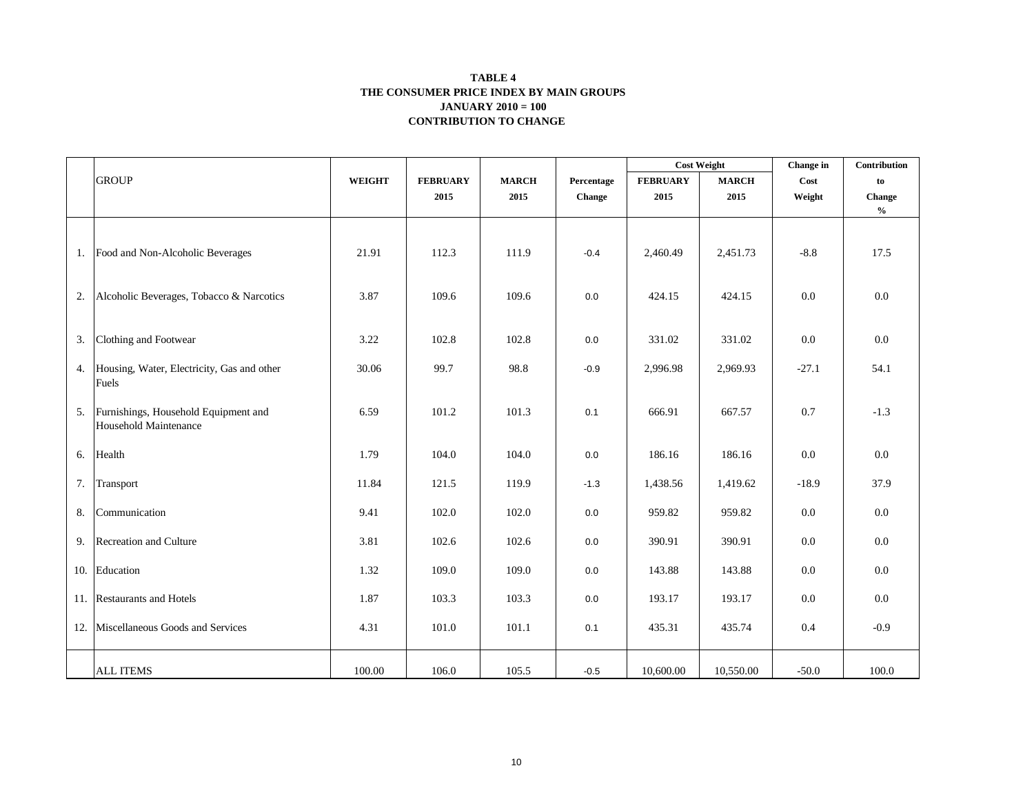**TABLE 4**
**THE CONSUMER PRICE INDEX BY MAIN GROUPS**
**JANUARY 2010 = 100**
**CONTRIBUTION TO CHANGE**

| | GROUP | WEIGHT | FEBRUARY 2015 | MARCH 2015 | Percentage Change | Cost Weight | | Change in Cost Weight | Contribution to Change % |
|---|---|---|---|---|---|---|---|---|---|
| | | | | | | FEBRUARY 2015 | MARCH 2015 | | |
| 1. | Food and Non-Alcoholic Beverages | 21.91 | 112.3 | 111.9 | -0.4 | 2,460.49 | 2,451.73 | -8.8 | 17.5 |
| 2. | Alcoholic Beverages, Tobacco & Narcotics | 3.87 | 109.6 | 109.6 | 0.0 | 424.15 | 424.15 | 0.0 | 0.0 |
| 3. | Clothing and Footwear | 3.22 | 102.8 | 102.8 | 0.0 | 331.02 | 331.02 | 0.0 | 0.0 |
| 4. | Housing, Water, Electricity, Gas and other Fuels | 30.06 | 99.7 | 98.8 | -0.9 | 2,996.98 | 2,969.93 | -27.1 | 54.1 |
| 5. | Furnishings, Household Equipment and Household Maintenance | 6.59 | 101.2 | 101.3 | 0.1 | 666.91 | 667.57 | 0.7 | -1.3 |
| 6. | Health | 1.79 | 104.0 | 104.0 | 0.0 | 186.16 | 186.16 | 0.0 | 0.0 |
| 7. | Transport | 11.84 | 121.5 | 119.9 | -1.3 | 1,438.56 | 1,419.62 | -18.9 | 37.9 |
| 8. | Communication | 9.41 | 102.0 | 102.0 | 0.0 | 959.82 | 959.82 | 0.0 | 0.0 |
| 9. | Recreation and Culture | 3.81 | 102.6 | 102.6 | 0.0 | 390.91 | 390.91 | 0.0 | 0.0 |
| 10. | Education | 1.32 | 109.0 | 109.0 | 0.0 | 143.88 | 143.88 | 0.0 | 0.0 |
| 11. | Restaurants and Hotels | 1.87 | 103.3 | 103.3 | 0.0 | 193.17 | 193.17 | 0.0 | 0.0 |
| 12. | Miscellaneous Goods and Services | 4.31 | 101.0 | 101.1 | 0.1 | 435.31 | 435.74 | 0.4 | -0.9 |
| | ALL ITEMS | 100.00 | 106.0 | 105.5 | -0.5 | 10,600.00 | 10,550.00 | -50.0 | 100.0 |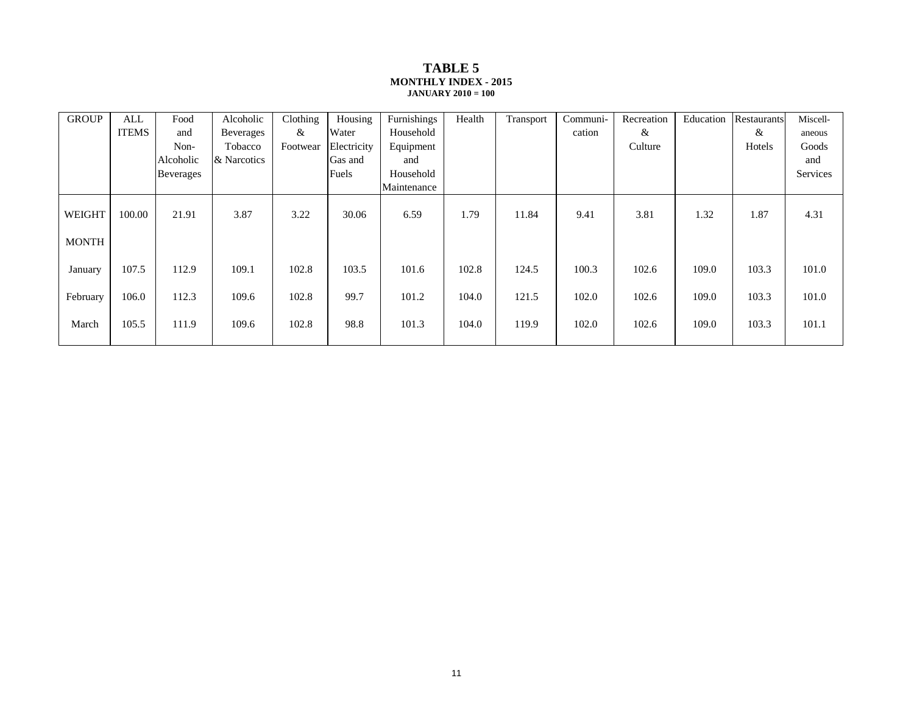# TABLE 5

**MONTHLY INDEX - 2015**

**JANUARY 2010 = 100**

| GROUP | ALL ITEMS | Food and Non-Alcoholic Beverages | Alcoholic Beverages Tobacco & Narcotics | Clothing & Footwear | Housing Water Electricity Gas and Fuels | Furnishings Household Equipment and Household Maintenance | Health | Transport | Communi-cation | Recreation & Culture | Education | Restaurants & Hotels | Miscell-aneous Goods and Services |
|---|---|---|---|---|---|---|---|---|---|---|---|---|---|
| WEIGHT | 100.00 | 21.91 | 3.87 | 3.22 | 30.06 | 6.59 | 1.79 | 11.84 | 9.41 | 3.81 | 1.32 | 1.87 | 4.31 |
| MONTH | | | | | | | | | | | | | |
| January | 107.5 | 112.9 | 109.1 | 102.8 | 103.5 | 101.6 | 102.8 | 124.5 | 100.3 | 102.6 | 109.0 | 103.3 | 101.0 |
| February | 106.0 | 112.3 | 109.6 | 102.8 | 99.7 | 101.2 | 104.0 | 121.5 | 102.0 | 102.6 | 109.0 | 103.3 | 101.0 |
| March | 105.5 | 111.9 | 109.6 | 102.8 | 98.8 | 101.3 | 104.0 | 119.9 | 102.0 | 102.6 | 109.0 | 103.3 | 101.1 |